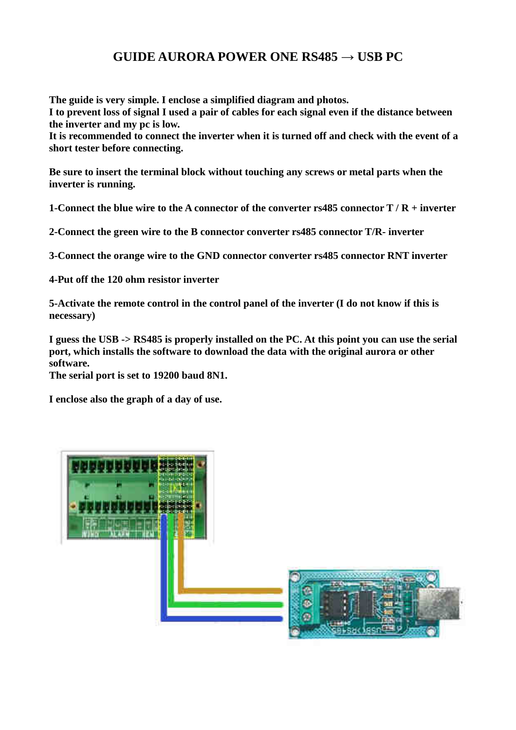# GUIDE AURORA POWER ONE RS485 → USB PC

**The guide is very simple. I enclose a simplified diagram and photos.**
**I to prevent loss of signal I used a pair of cables for each signal even if the distance between the inverter and my pc is low.**
**It is recommended to connect the inverter when it is turned off and check with the event of a short tester before connecting.**

**Be sure to insert the terminal block without touching any screws or metal parts when the inverter is running.**

**1-Connect the blue wire to the A connector of the converter rs485 connector T / R + inverter**

**2-Connect the green wire to the B connector converter rs485 connector T/R- inverter**

**3-Connect the orange wire to the GND connector converter rs485 connector RNT inverter**

**4-Put off the 120 ohm resistor inverter**

**5-Activate the remote control in the control panel of the inverter (I do not know if this is necessary)**

**I guess the USB -> RS485 is properly installed on the PC. At this point you can use the serial port, which installs the software to download the data with the original aurora or other software.**
**The serial port is set to 19200 baud 8N1.**

**I enclose also the graph of a day of use.**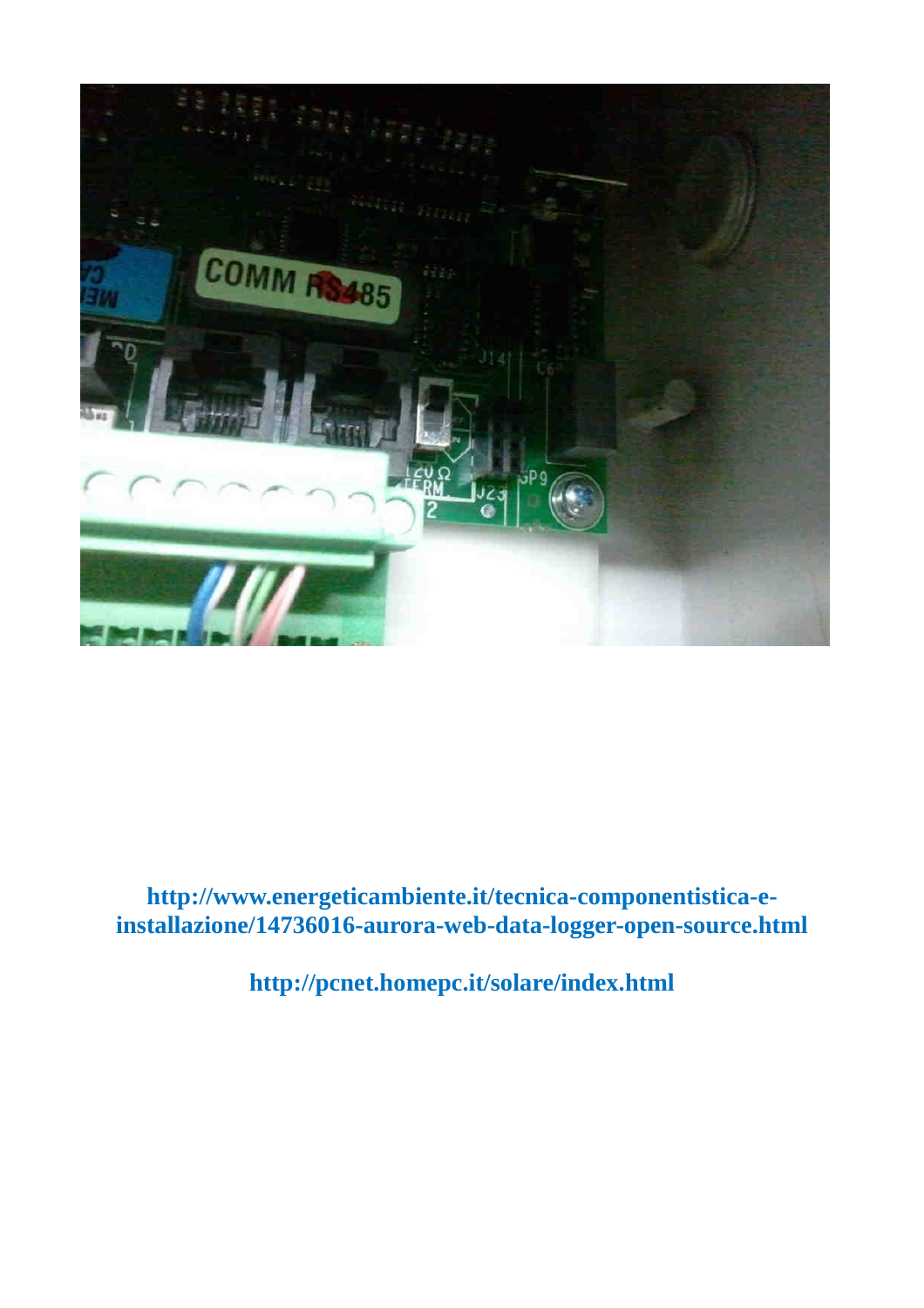http://www.energeticambiente.it/tecnica-componentistica-e-installazione/14736016-aurora-web-data-logger-open-source.html

http://pcnet.homepc.it/solare/index.html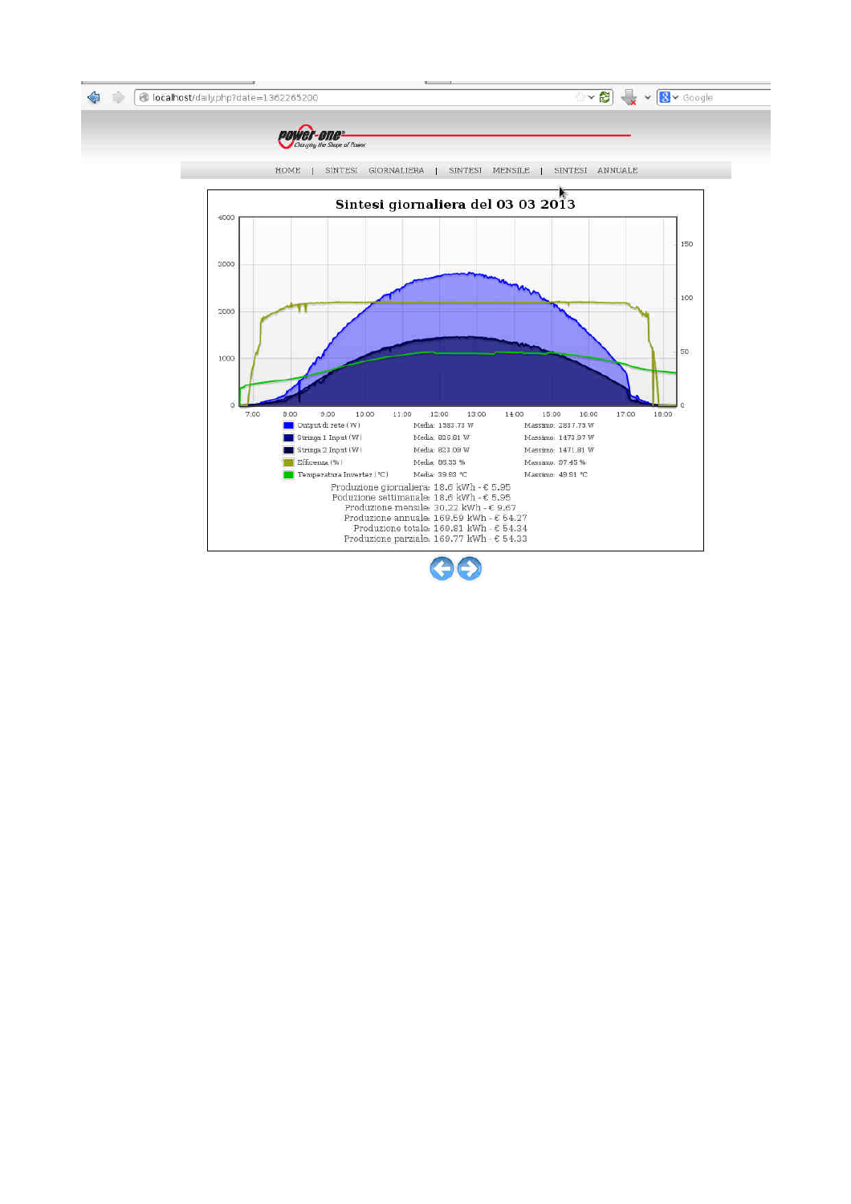localhost/daily.php?date=1362265200

HOME | SINTESI GIORNALIERA | SINTESI MENSILE | SINTESI ANNUALE

## Sintesi giornaliera del 03 03 2013

4000
3000
2000
1000
0

150
100
50
0

7:00 8:00 9:00 10:00 11:00 12:00 13:00 14:00 15:00 16:00 17:00 18:00

Output di rete (W) Media: 1583.73 W Massimo: 2837.73 W
Stringa 1 Input (W) Media: 838.81 W Massimo: 1473.97 W
Stringa 2 Input (W) Media: 823.09 W Massimo: 1471.81 W
Efficienza (%) Media: 98.33 % Massimo: 97.45 %
Temperatura Inverter (°C) Media: 39.83 °C Massimo: 49.91 °C

Produzione giornaliera: 18.6 kWh - € 5.95
Poduzione settimanale: 18.6 kWh - € 5.95
Produzione mensile: 30.22 kWh - € 9.67
Produzione annuale: 169.59 kWh - € 54.27
Produzione totale: 169.81 kWh - € 54.34
Produzione parziale: 169.77 kWh - € 54.33